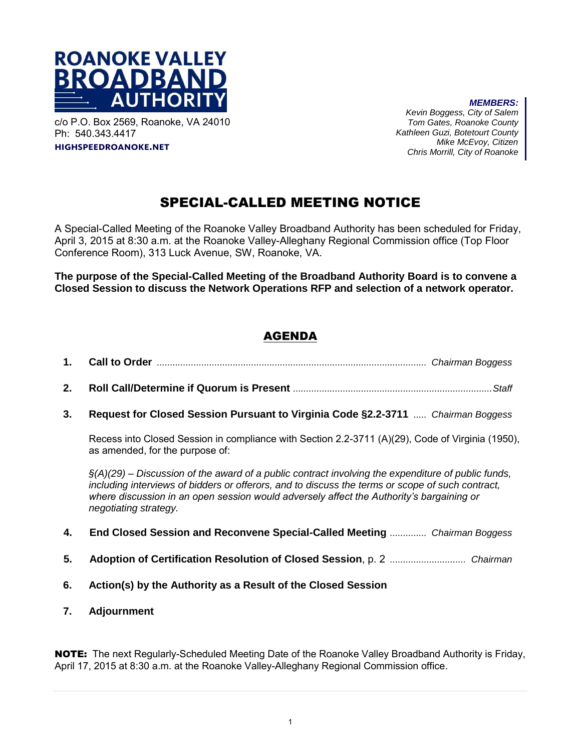**ROANOKE VALLEY BROADBAND AUTHORITY**

c/o P.O. Box 2569, Roanoke, VA 24010
Ph: 540.343.4417
**HIGHSPEEDROANOKE.NET**

***MEMBERS:***
*Kevin Boggess, City of Salem*
*Tom Gates, Roanoke County*
*Kathleen Guzi, Botetourt County*
*Mike McEvoy, Citizen*
*Chris Morrill, City of Roanoke*

# SPECIAL-CALLED MEETING NOTICE

A Special-Called Meeting of the Roanoke Valley Broadband Authority has been scheduled for Friday, April 3, 2015 at 8:30 a.m. at the Roanoke Valley-Alleghany Regional Commission office (Top Floor Conference Room), 313 Luck Avenue, SW, Roanoke, VA.

**The purpose of the Special-Called Meeting of the Broadband Authority Board is to convene a Closed Session to discuss the Network Operations RFP and selection of a network operator.**

## AGENDA

1. **Call to Order** ........................................................................................ *Chairman Boggess*

2. **Roll Call/Determine if Quorum is Present** ...........................................................................*Staff*

3. **Request for Closed Session Pursuant to Virginia Code §2.2-3711** ..... *Chairman Boggess*

   Recess into Closed Session in compliance with Section 2.2-3711 (A)(29), Code of Virginia (1950), as amended, for the purpose of:

   *§(A)(29) – Discussion of the award of a public contract involving the expenditure of public funds, including interviews of bidders or offerors, and to discuss the terms or scope of such contract, where discussion in an open session would adversely affect the Authority's bargaining or negotiating strategy.*

4. **End Closed Session and Reconvene Special-Called Meeting** ............. *Chairman Boggess*

5. **Adoption of Certification Resolution of Closed Session**, p. 2 ............................ *Chairman*

6. **Action(s) by the Authority as a Result of the Closed Session**

7. **Adjournment**

**NOTE:** The next Regularly-Scheduled Meeting Date of the Roanoke Valley Broadband Authority is Friday, April 17, 2015 at 8:30 a.m. at the Roanoke Valley-Alleghany Regional Commission office.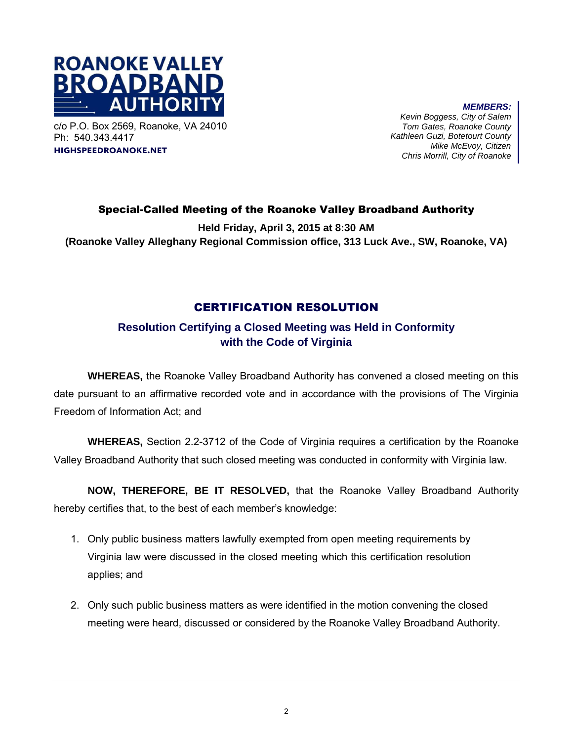# ROANOKE VALLEY BROADBAND AUTHORITY

c/o P.O. Box 2569, Roanoke, VA 24010
Ph: 540.343.4417
**HIGHSPEEDROANOKE.NET**

***MEMBERS:***
*Kevin Boggess, City of Salem*
*Tom Gates, Roanoke County*
*Kathleen Guzi, Botetourt County*
*Mike McEvoy, Citizen*
*Chris Morrill, City of Roanoke*

## Special-Called Meeting of the Roanoke Valley Broadband Authority

**Held Friday, April 3, 2015 at 8:30 AM**
**(Roanoke Valley Alleghany Regional Commission office, 313 Luck Ave., SW, Roanoke, VA)**

## CERTIFICATION RESOLUTION

### Resolution Certifying a Closed Meeting was Held in Conformity with the Code of Virginia

**WHEREAS,** the Roanoke Valley Broadband Authority has convened a closed meeting on this date pursuant to an affirmative recorded vote and in accordance with the provisions of The Virginia Freedom of Information Act; and

**WHEREAS,** Section 2.2-3712 of the Code of Virginia requires a certification by the Roanoke Valley Broadband Authority that such closed meeting was conducted in conformity with Virginia law.

**NOW, THEREFORE, BE IT RESOLVED,** that the Roanoke Valley Broadband Authority hereby certifies that, to the best of each member's knowledge:

1. Only public business matters lawfully exempted from open meeting requirements by Virginia law were discussed in the closed meeting which this certification resolution applies; and

2. Only such public business matters as were identified in the motion convening the closed meeting were heard, discussed or considered by the Roanoke Valley Broadband Authority.